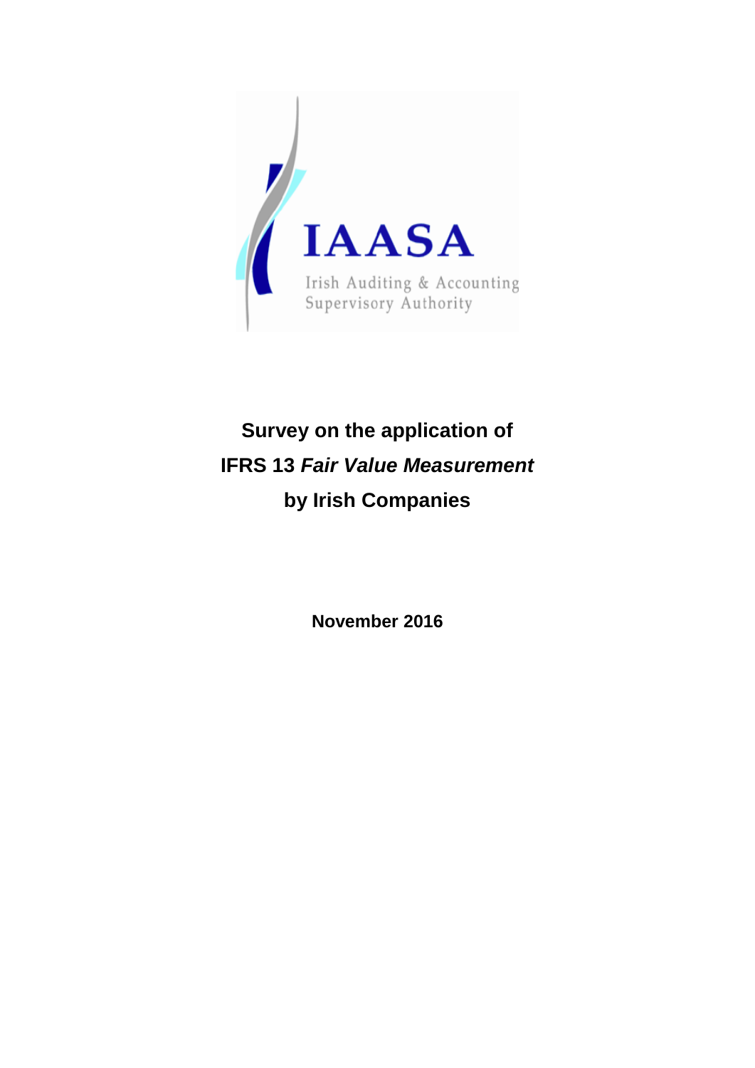IAASA

Irish Auditing & Accounting Supervisory Authority

# Survey on the application of IFRS 13 *Fair Value Measurement* by Irish Companies

**November 2016**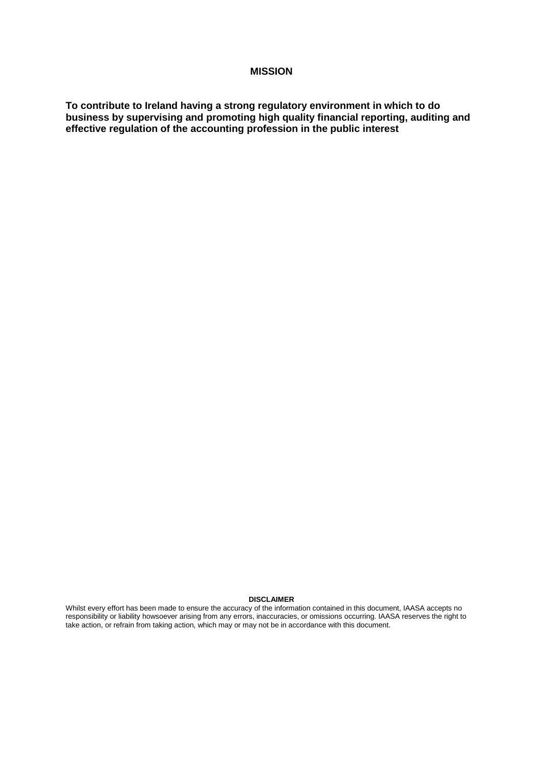## MISSION

**To contribute to Ireland having a strong regulatory environment in which to do business by supervising and promoting high quality financial reporting, auditing and effective regulation of the accounting profession in the public interest**

**DISCLAIMER**

Whilst every effort has been made to ensure the accuracy of the information contained in this document, IAASA accepts no responsibility or liability howsoever arising from any errors, inaccuracies, or omissions occurring. IAASA reserves the right to take action, or refrain from taking action, which may or may not be in accordance with this document.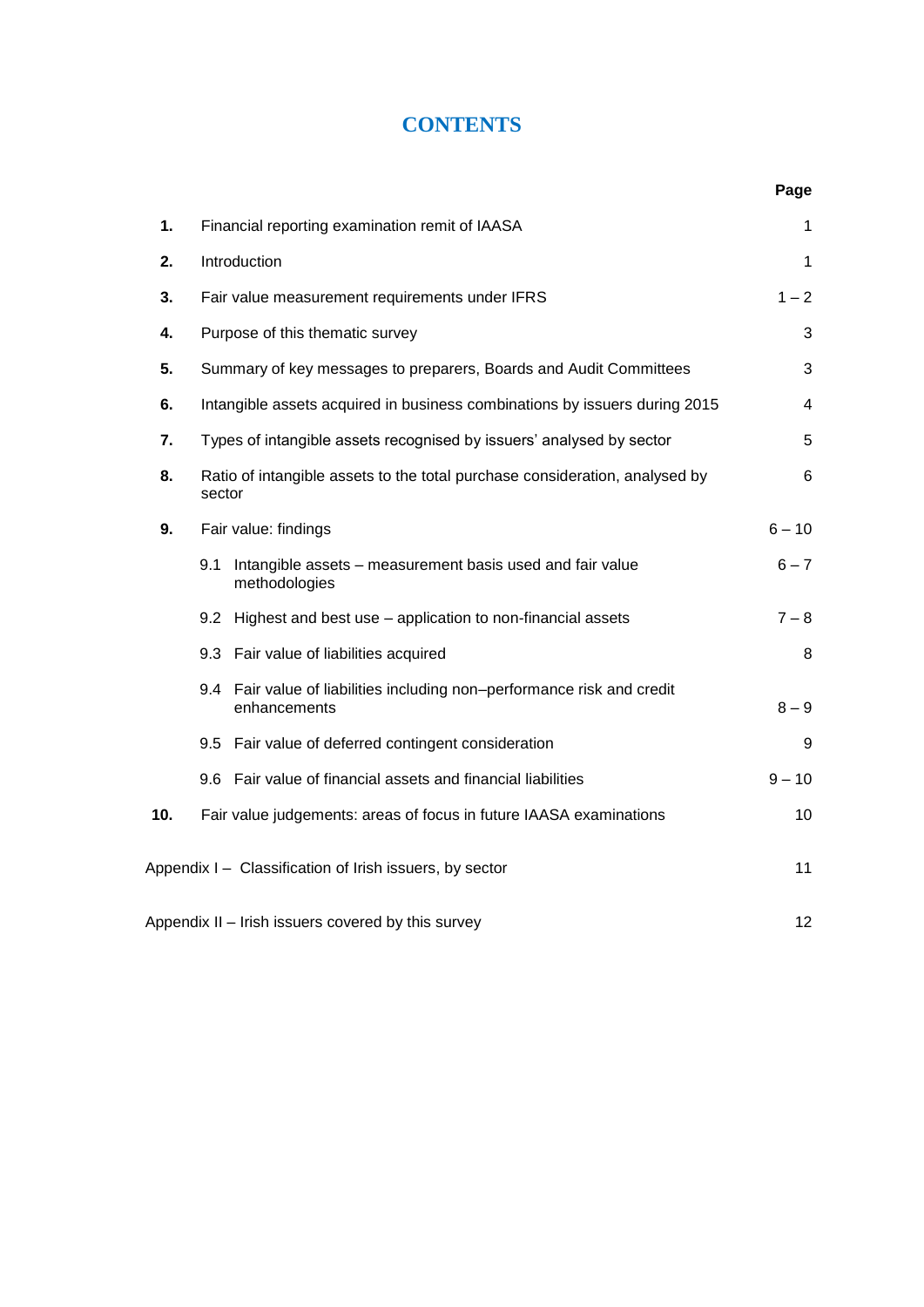# CONTENTS

| | | Page |
|---|---|---|
| **1.** | Financial reporting examination remit of IAASA | 1 |
| **2.** | Introduction | 1 |
| **3.** | Fair value measurement requirements under IFRS | 1 – 2 |
| **4.** | Purpose of this thematic survey | 3 |
| **5.** | Summary of key messages to preparers, Boards and Audit Committees | 3 |
| **6.** | Intangible assets acquired in business combinations by issuers during 2015 | 4 |
| **7.** | Types of intangible assets recognised by issuers' analysed by sector | 5 |
| **8.** | Ratio of intangible assets to the total purchase consideration, analysed by sector | 6 |
| **9.** | Fair value: findings | 6 – 10 |
| | 9.1 Intangible assets – measurement basis used and fair value methodologies | 6 – 7 |
| | 9.2 Highest and best use – application to non-financial assets | 7 – 8 |
| | 9.3 Fair value of liabilities acquired | 8 |
| | 9.4 Fair value of liabilities including non–performance risk and credit enhancements | 8 – 9 |
| | 9.5 Fair value of deferred contingent consideration | 9 |
| | 9.6 Fair value of financial assets and financial liabilities | 9 – 10 |
| **10.** | Fair value judgements: areas of focus in future IAASA examinations | 10 |
| Appendix I – | Classification of Irish issuers, by sector | 11 |
| Appendix II – | Irish issuers covered by this survey | 12 |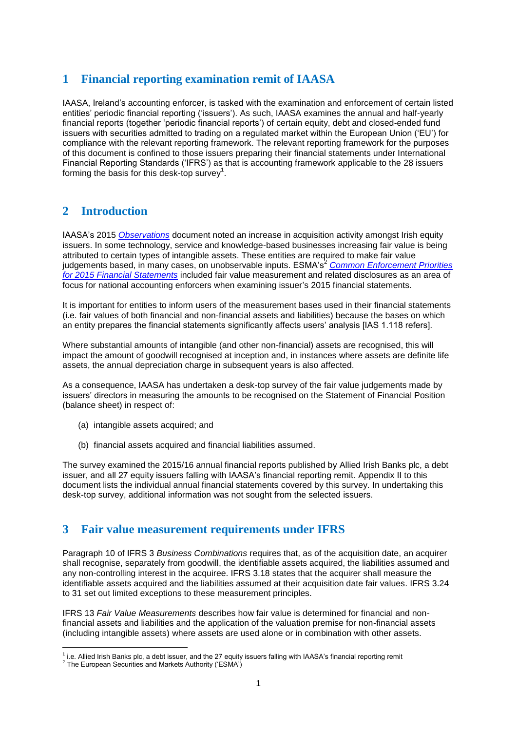## 1 Financial reporting examination remit of IAASA

IAASA, Ireland's accounting enforcer, is tasked with the examination and enforcement of certain listed entities' periodic financial reporting ('issuers'). As such, IAASA examines the annual and half-yearly financial reports (together 'periodic financial reports') of certain equity, debt and closed-ended fund issuers with securities admitted to trading on a regulated market within the European Union ('EU') for compliance with the relevant reporting framework. The relevant reporting framework for the purposes of this document is confined to those issuers preparing their financial statements under International Financial Reporting Standards ('IFRS') as that is accounting framework applicable to the 28 issuers forming the basis for this desk-top survey[1].

## 2 Introduction

IAASA's 2015 *Observations* document noted an increase in acquisition activity amongst Irish equity issuers. In some technology, service and knowledge-based businesses increasing fair value is being attributed to certain types of intangible assets. These entities are required to make fair value judgements based, in many cases, on unobservable inputs. ESMA's[2] *Common Enforcement Priorities for 2015 Financial Statements* included fair value measurement and related disclosures as an area of focus for national accounting enforcers when examining issuer's 2015 financial statements.

It is important for entities to inform users of the measurement bases used in their financial statements (i.e. fair values of both financial and non-financial assets and liabilities) because the bases on which an entity prepares the financial statements significantly affects users' analysis [IAS 1.118 refers].

Where substantial amounts of intangible (and other non-financial) assets are recognised, this will impact the amount of goodwill recognised at inception and, in instances where assets are definite life assets, the annual depreciation charge in subsequent years is also affected.

As a consequence, IAASA has undertaken a desk-top survey of the fair value judgements made by issuers' directors in measuring the amounts to be recognised on the Statement of Financial Position (balance sheet) in respect of:

(a) intangible assets acquired; and

(b) financial assets acquired and financial liabilities assumed.

The survey examined the 2015/16 annual financial reports published by Allied Irish Banks plc, a debt issuer, and all 27 equity issuers falling with IAASA's financial reporting remit. Appendix II to this document lists the individual annual financial statements covered by this survey. In undertaking this desk-top survey, additional information was not sought from the selected issuers.

## 3 Fair value measurement requirements under IFRS

Paragraph 10 of IFRS 3 *Business Combinations* requires that, as of the acquisition date, an acquirer shall recognise, separately from goodwill, the identifiable assets acquired, the liabilities assumed and any non-controlling interest in the acquiree. IFRS 3.18 states that the acquirer shall measure the identifiable assets acquired and the liabilities assumed at their acquisition date fair values. IFRS 3.24 to 31 set out limited exceptions to these measurement principles.

IFRS 13 *Fair Value Measurements* describes how fair value is determined for financial and non-financial assets and liabilities and the application of the valuation premise for non-financial assets (including intangible assets) where assets are used alone or in combination with other assets.

[1] i.e. Allied Irish Banks plc, a debt issuer, and the 27 equity issuers falling with IAASA's financial reporting remit

[2] The European Securities and Markets Authority ('ESMA')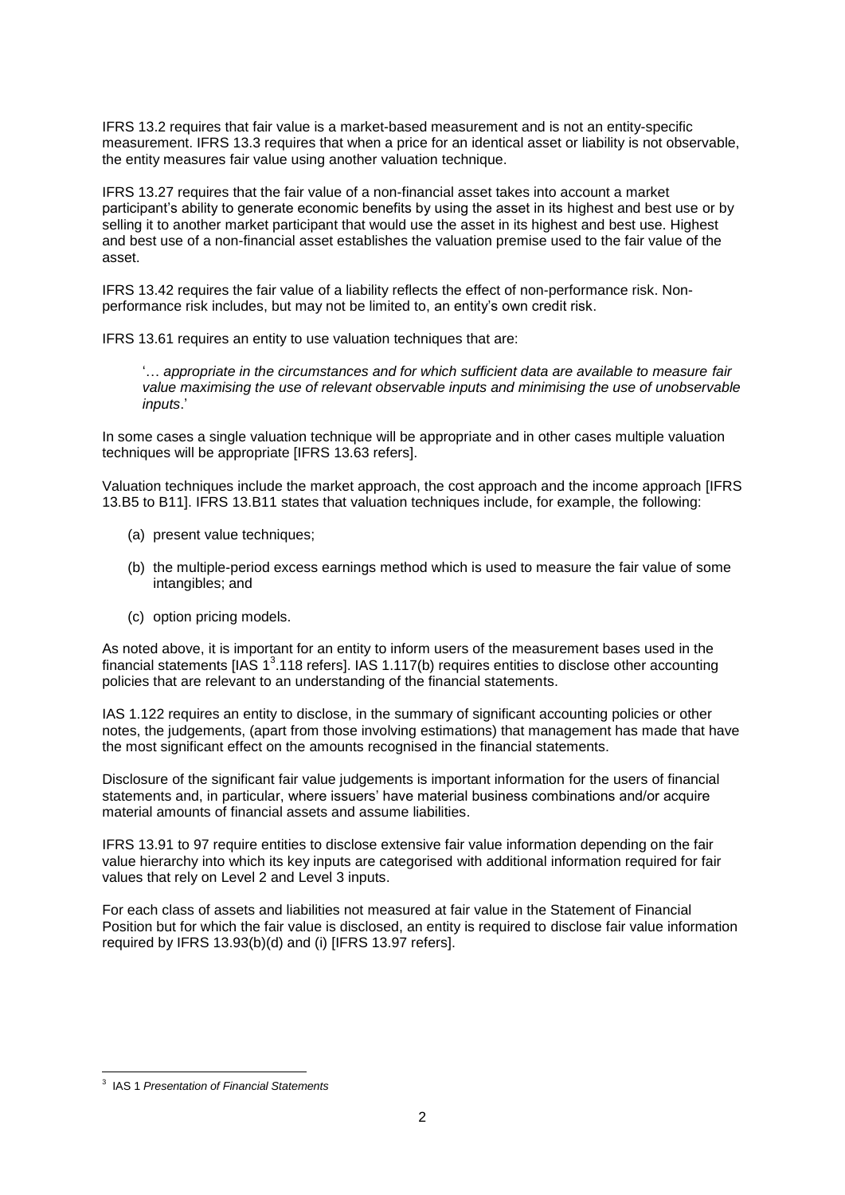IFRS 13.2 requires that fair value is a market-based measurement and is not an entity-specific measurement. IFRS 13.3 requires that when a price for an identical asset or liability is not observable, the entity measures fair value using another valuation technique.

IFRS 13.27 requires that the fair value of a non-financial asset takes into account a market participant's ability to generate economic benefits by using the asset in its highest and best use or by selling it to another market participant that would use the asset in its highest and best use. Highest and best use of a non-financial asset establishes the valuation premise used to the fair value of the asset.

IFRS 13.42 requires the fair value of a liability reflects the effect of non-performance risk. Non-performance risk includes, but may not be limited to, an entity's own credit risk.

IFRS 13.61 requires an entity to use valuation techniques that are:

> '… *appropriate in the circumstances and for which sufficient data are available to measure fair value maximising the use of relevant observable inputs and minimising the use of unobservable inputs*.'

In some cases a single valuation technique will be appropriate and in other cases multiple valuation techniques will be appropriate [IFRS 13.63 refers].

Valuation techniques include the market approach, the cost approach and the income approach [IFRS 13.B5 to B11]. IFRS 13.B11 states that valuation techniques include, for example, the following:

(a) present value techniques;

(b) the multiple-period excess earnings method which is used to measure the fair value of some intangibles; and

(c) option pricing models.

As noted above, it is important for an entity to inform users of the measurement bases used in the financial statements [IAS 1[3].118 refers]. IAS 1.117(b) requires entities to disclose other accounting policies that are relevant to an understanding of the financial statements.

IAS 1.122 requires an entity to disclose, in the summary of significant accounting policies or other notes, the judgements, (apart from those involving estimations) that management has made that have the most significant effect on the amounts recognised in the financial statements.

Disclosure of the significant fair value judgements is important information for the users of financial statements and, in particular, where issuers' have material business combinations and/or acquire material amounts of financial assets and assume liabilities.

IFRS 13.91 to 97 require entities to disclose extensive fair value information depending on the fair value hierarchy into which its key inputs are categorised with additional information required for fair values that rely on Level 2 and Level 3 inputs.

For each class of assets and liabilities not measured at fair value in the Statement of Financial Position but for which the fair value is disclosed, an entity is required to disclose fair value information required by IFRS 13.93(b)(d) and (i) [IFRS 13.97 refers].

---

[3] IAS 1 *Presentation of Financial Statements*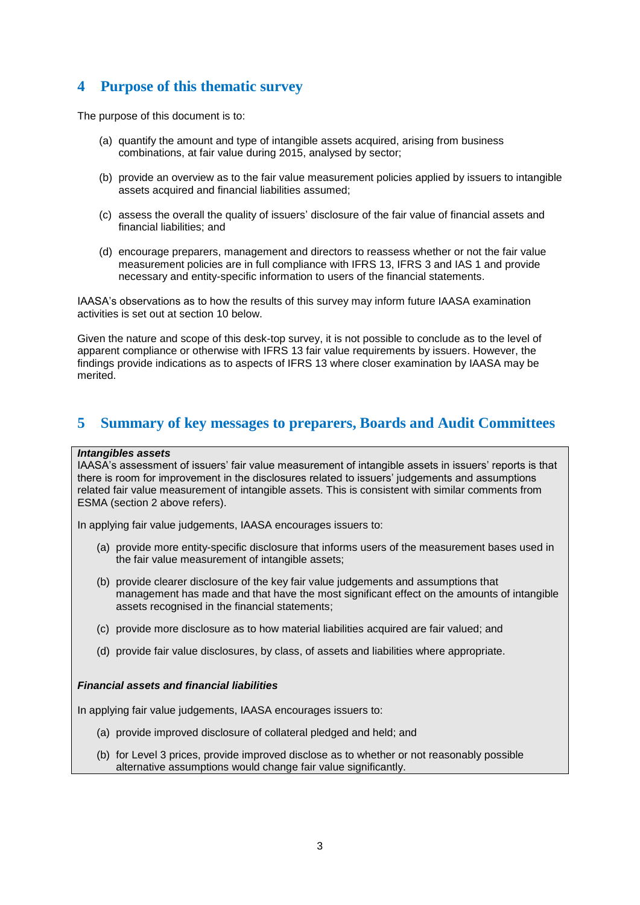## 4 Purpose of this thematic survey

The purpose of this document is to:

(a) quantify the amount and type of intangible assets acquired, arising from business combinations, at fair value during 2015, analysed by sector;

(b) provide an overview as to the fair value measurement policies applied by issuers to intangible assets acquired and financial liabilities assumed;

(c) assess the overall the quality of issuers' disclosure of the fair value of financial assets and financial liabilities; and

(d) encourage preparers, management and directors to reassess whether or not the fair value measurement policies are in full compliance with IFRS 13, IFRS 3 and IAS 1 and provide necessary and entity-specific information to users of the financial statements.

IAASA's observations as to how the results of this survey may inform future IAASA examination activities is set out at section 10 below.

Given the nature and scope of this desk-top survey, it is not possible to conclude as to the level of apparent compliance or otherwise with IFRS 13 fair value requirements by issuers. However, the findings provide indications as to aspects of IFRS 13 where closer examination by IAASA may be merited.

## 5 Summary of key messages to preparers, Boards and Audit Committees

***Intangibles assets***

IAASA's assessment of issuers' fair value measurement of intangible assets in issuers' reports is that there is room for improvement in the disclosures related to issuers' judgements and assumptions related fair value measurement of intangible assets. This is consistent with similar comments from ESMA (section 2 above refers).

In applying fair value judgements, IAASA encourages issuers to:

(a) provide more entity-specific disclosure that informs users of the measurement bases used in the fair value measurement of intangible assets;

(b) provide clearer disclosure of the key fair value judgements and assumptions that management has made and that have the most significant effect on the amounts of intangible assets recognised in the financial statements;

(c) provide more disclosure as to how material liabilities acquired are fair valued; and

(d) provide fair value disclosures, by class, of assets and liabilities where appropriate.

***Financial assets and financial liabilities***

In applying fair value judgements, IAASA encourages issuers to:

(a) provide improved disclosure of collateral pledged and held; and

(b) for Level 3 prices, provide improved disclose as to whether or not reasonably possible alternative assumptions would change fair value significantly.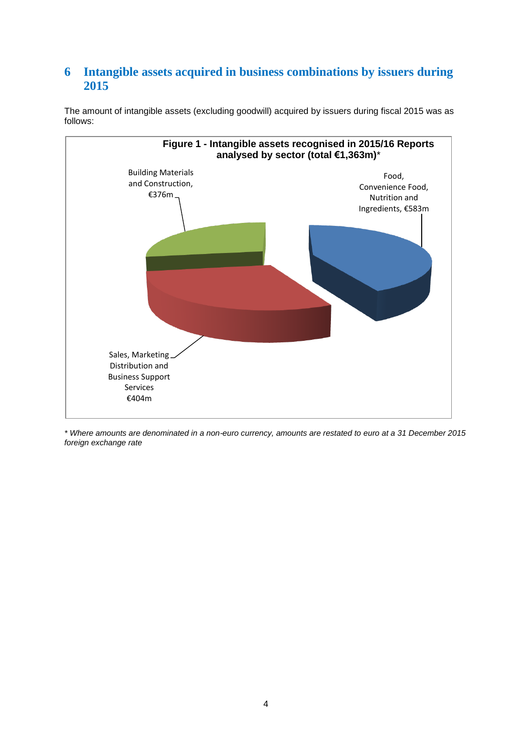## 6 Intangible assets acquired in business combinations by issuers during 2015

The amount of intangible assets (excluding goodwill) acquired by issuers during fiscal 2015 was as follows:

**Figure 1 - Intangible assets recognised in 2015/16 Reports analysed by sector (total €1,363m)***

Building Materials and Construction, €376m

Food, Convenience Food, Nutrition and Ingredients, €583m

Sales, Marketing Distribution and Business Support Services €404m

*\* Where amounts are denominated in a non-euro currency, amounts are restated to euro at a 31 December 2015 foreign exchange rate*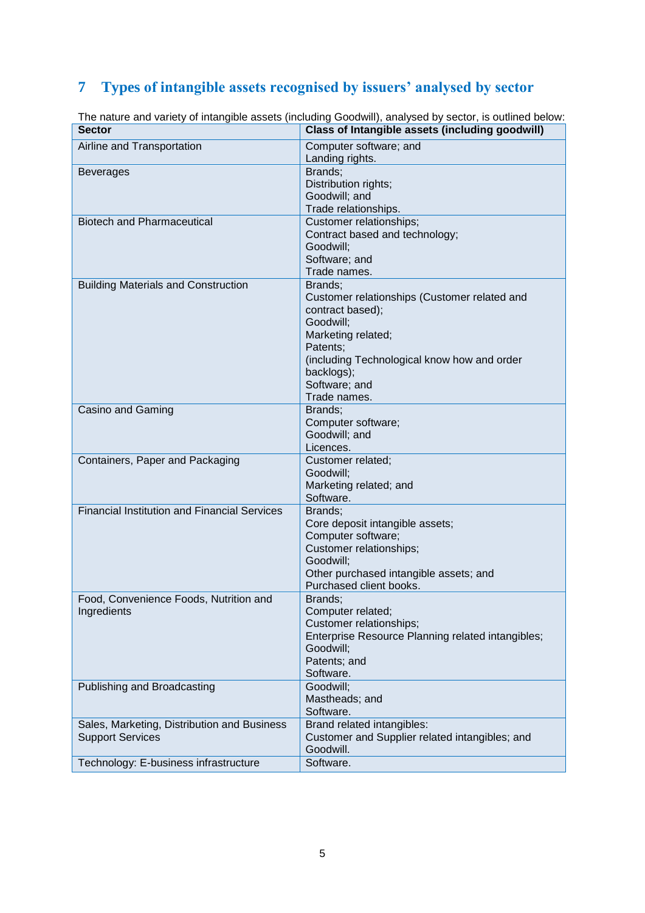## 7 Types of intangible assets recognised by issuers' analysed by sector

The nature and variety of intangible assets (including Goodwill), analysed by sector, is outlined below:

| Sector | Class of Intangible assets (including goodwill) |
|---|---|
| Airline and Transportation | Computer software; and<br>Landing rights. |
| Beverages | Brands;<br>Distribution rights;<br>Goodwill; and<br>Trade relationships. |
| Biotech and Pharmaceutical | Customer relationships;<br>Contract based and technology;<br>Goodwill;<br>Software; and<br>Trade names. |
| Building Materials and Construction | Brands;<br>Customer relationships (Customer related and contract based);<br>Goodwill;<br>Marketing related;<br>Patents;<br>(including Technological know how and order backlogs);<br>Software; and<br>Trade names. |
| Casino and Gaming | Brands;<br>Computer software;<br>Goodwill; and<br>Licences. |
| Containers, Paper and Packaging | Customer related;<br>Goodwill;<br>Marketing related; and<br>Software. |
| Financial Institution and Financial Services | Brands;<br>Core deposit intangible assets;<br>Computer software;<br>Customer relationships;<br>Goodwill;<br>Other purchased intangible assets; and<br>Purchased client books. |
| Food, Convenience Foods, Nutrition and Ingredients | Brands;<br>Computer related;<br>Customer relationships;<br>Enterprise Resource Planning related intangibles;<br>Goodwill;<br>Patents; and<br>Software. |
| Publishing and Broadcasting | Goodwill;<br>Mastheads; and<br>Software. |
| Sales, Marketing, Distribution and Business Support Services | Brand related intangibles:<br>Customer and Supplier related intangibles; and<br>Goodwill. |
| Technology: E-business infrastructure | Software. |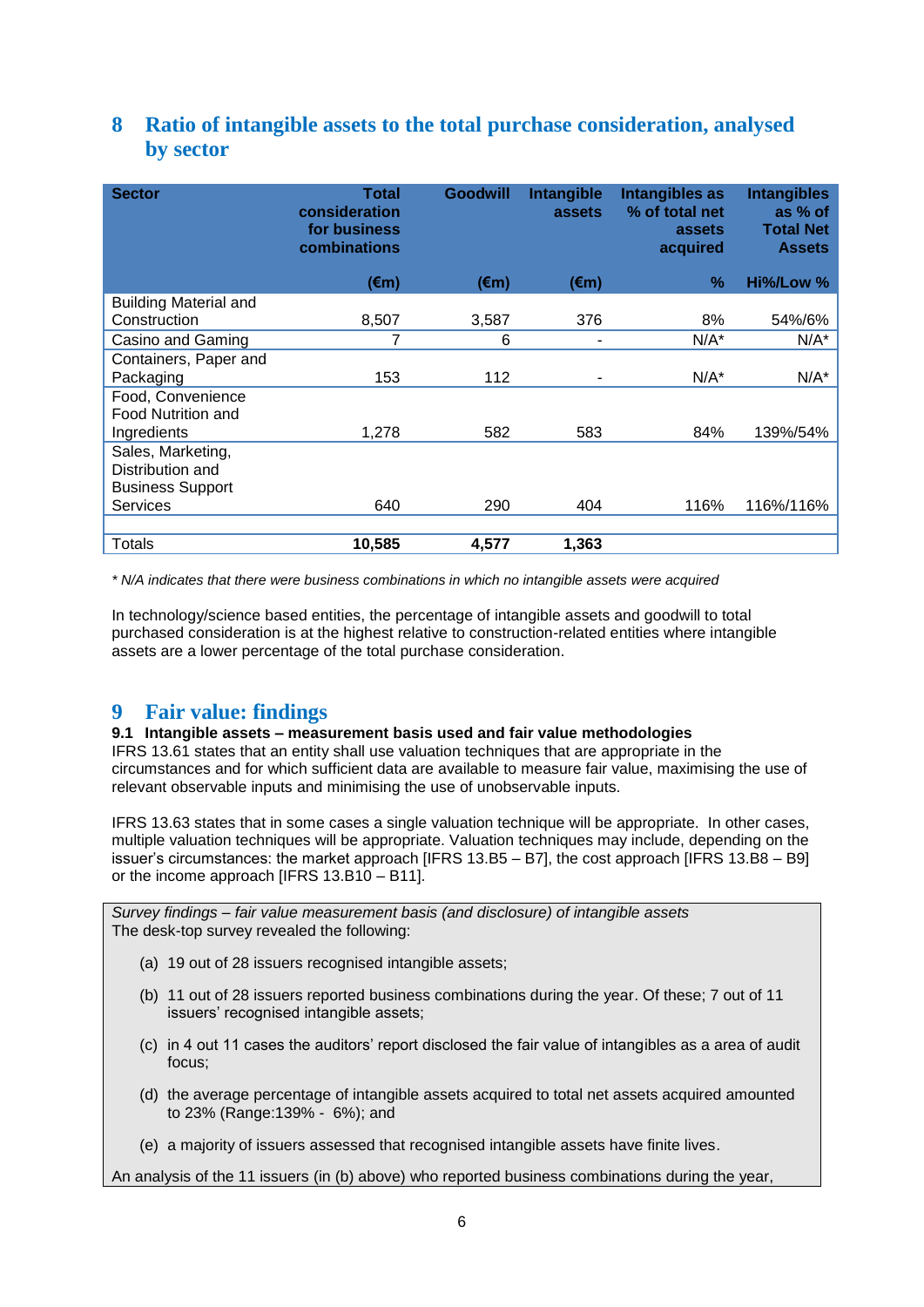## 8 Ratio of intangible assets to the total purchase consideration, analysed by sector

| Sector | Total consideration for business combinations (€m) | Goodwill (€m) | Intangible assets (€m) | Intangibles as % of total net assets acquired % | Intangibles as % of Total Net Assets Hi%/Low % |
|---|---|---|---|---|---|
| Building Material and Construction | 8,507 | 3,587 | 376 | 8% | 54%/6% |
| Casino and Gaming | 7 | 6 | - | N/A* | N/A* |
| Containers, Paper and Packaging | 153 | 112 | - | N/A* | N/A* |
| Food, Convenience Food Nutrition and Ingredients | 1,278 | 582 | 583 | 84% | 139%/54% |
| Sales, Marketing, Distribution and Business Support Services | 640 | 290 | 404 | 116% | 116%/116% |
| | | | | | |
| Totals | **10,585** | **4,577** | **1,363** | | |

*\* N/A indicates that there were business combinations in which no intangible assets were acquired*

In technology/science based entities, the percentage of intangible assets and goodwill to total purchased consideration is at the highest relative to construction-related entities where intangible assets are a lower percentage of the total purchase consideration.

## 9 Fair value: findings

### 9.1 Intangible assets – measurement basis used and fair value methodologies

IFRS 13.61 states that an entity shall use valuation techniques that are appropriate in the circumstances and for which sufficient data are available to measure fair value, maximising the use of relevant observable inputs and minimising the use of unobservable inputs.

IFRS 13.63 states that in some cases a single valuation technique will be appropriate. In other cases, multiple valuation techniques will be appropriate. Valuation techniques may include, depending on the issuer's circumstances: the market approach [IFRS 13.B5 – B7], the cost approach [IFRS 13.B8 – B9] or the income approach [IFRS 13.B10 – B11].

*Survey findings – fair value measurement basis (and disclosure) of intangible assets*

The desk-top survey revealed the following:

(a) 19 out of 28 issuers recognised intangible assets;

(b) 11 out of 28 issuers reported business combinations during the year. Of these; 7 out of 11 issuers' recognised intangible assets;

(c) in 4 out 11 cases the auditors' report disclosed the fair value of intangibles as a area of audit focus;

(d) the average percentage of intangible assets acquired to total net assets acquired amounted to 23% (Range:139% - 6%); and

(e) a majority of issuers assessed that recognised intangible assets have finite lives.

An analysis of the 11 issuers (in (b) above) who reported business combinations during the year,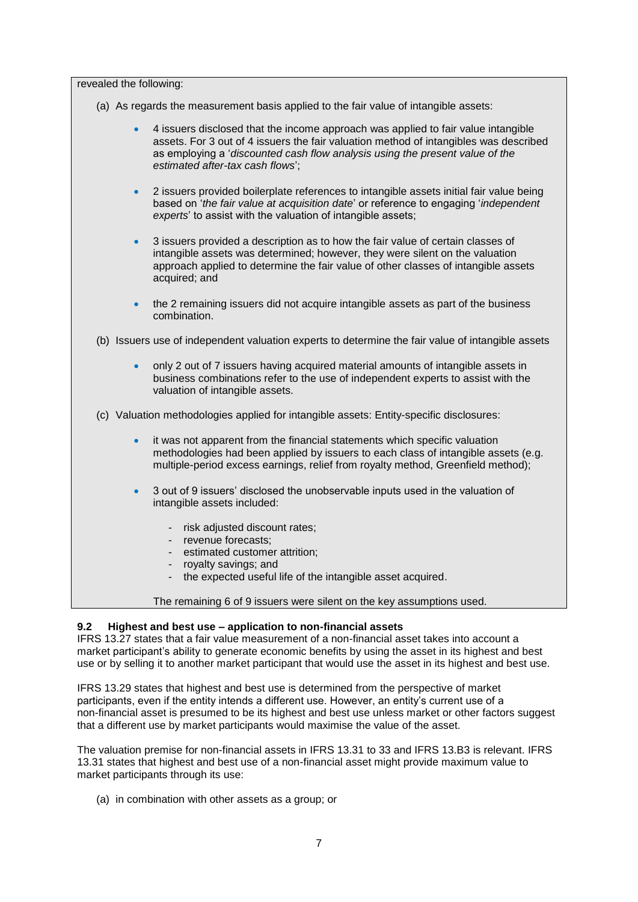revealed the following:

(a) As regards the measurement basis applied to the fair value of intangible assets:

- 4 issuers disclosed that the income approach was applied to fair value intangible assets. For 3 out of 4 issuers the fair valuation method of intangibles was described as employing a '*discounted cash flow analysis using the present value of the estimated after-tax cash flows*';
- 2 issuers provided boilerplate references to intangible assets initial fair value being based on '*the fair value at acquisition date*' or reference to engaging '*independent experts*' to assist with the valuation of intangible assets;
- 3 issuers provided a description as to how the fair value of certain classes of intangible assets was determined; however, they were silent on the valuation approach applied to determine the fair value of other classes of intangible assets acquired; and
- the 2 remaining issuers did not acquire intangible assets as part of the business combination.

(b) Issuers use of independent valuation experts to determine the fair value of intangible assets

- only 2 out of 7 issuers having acquired material amounts of intangible assets in business combinations refer to the use of independent experts to assist with the valuation of intangible assets.

(c) Valuation methodologies applied for intangible assets: Entity-specific disclosures:

- it was not apparent from the financial statements which specific valuation methodologies had been applied by issuers to each class of intangible assets (e.g. multiple-period excess earnings, relief from royalty method, Greenfield method);
- 3 out of 9 issuers' disclosed the unobservable inputs used in the valuation of intangible assets included:
  - risk adjusted discount rates;
  - revenue forecasts;
  - estimated customer attrition;
  - royalty savings; and
  - the expected useful life of the intangible asset acquired.

  The remaining 6 of 9 issuers were silent on the key assumptions used.

### 9.2 Highest and best use – application to non-financial assets

IFRS 13.27 states that a fair value measurement of a non-financial asset takes into account a market participant's ability to generate economic benefits by using the asset in its highest and best use or by selling it to another market participant that would use the asset in its highest and best use.

IFRS 13.29 states that highest and best use is determined from the perspective of market participants, even if the entity intends a different use. However, an entity's current use of a non-financial asset is presumed to be its highest and best use unless market or other factors suggest that a different use by market participants would maximise the value of the asset.

The valuation premise for non-financial assets in IFRS 13.31 to 33 and IFRS 13.B3 is relevant. IFRS 13.31 states that highest and best use of a non-financial asset might provide maximum value to market participants through its use:

(a) in combination with other assets as a group; or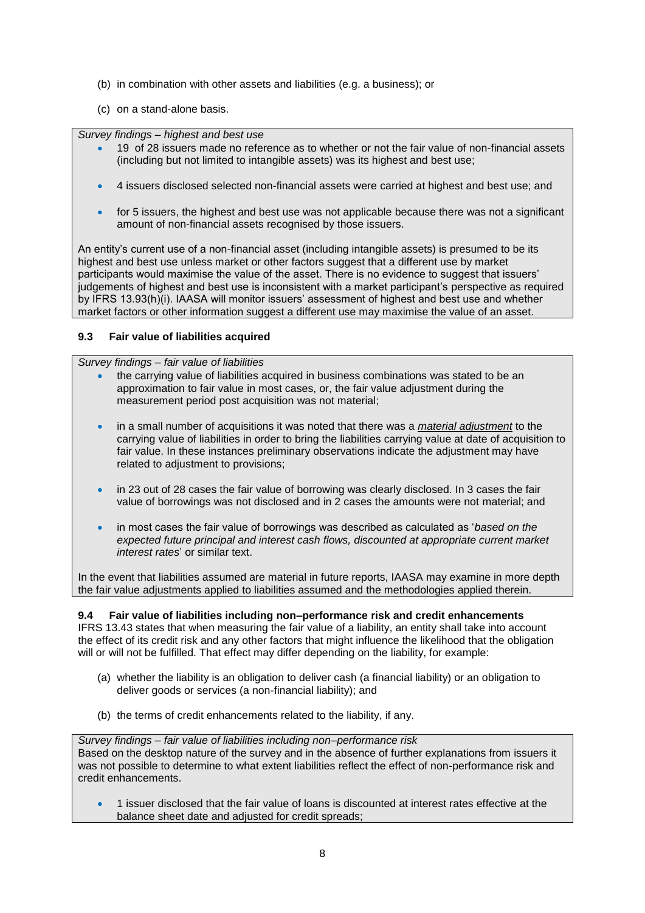(b) in combination with other assets and liabilities (e.g. a business); or

(c) on a stand-alone basis.

*Survey findings – highest and best use*

- 19 of 28 issuers made no reference as to whether or not the fair value of non-financial assets (including but not limited to intangible assets) was its highest and best use;
- 4 issuers disclosed selected non-financial assets were carried at highest and best use; and
- for 5 issuers, the highest and best use was not applicable because there was not a significant amount of non-financial assets recognised by those issuers.

An entity's current use of a non-financial asset (including intangible assets) is presumed to be its highest and best use unless market or other factors suggest that a different use by market participants would maximise the value of the asset. There is no evidence to suggest that issuers' judgements of highest and best use is inconsistent with a market participant's perspective as required by IFRS 13.93(h)(i). IAASA will monitor issuers' assessment of highest and best use and whether market factors or other information suggest a different use may maximise the value of an asset.

### 9.3 Fair value of liabilities acquired

*Survey findings – fair value of liabilities*

- the carrying value of liabilities acquired in business combinations was stated to be an approximation to fair value in most cases, or, the fair value adjustment during the measurement period post acquisition was not material;
- in a small number of acquisitions it was noted that there was a *material adjustment* to the carrying value of liabilities in order to bring the liabilities carrying value at date of acquisition to fair value. In these instances preliminary observations indicate the adjustment may have related to adjustment to provisions;
- in 23 out of 28 cases the fair value of borrowing was clearly disclosed. In 3 cases the fair value of borrowings was not disclosed and in 2 cases the amounts were not material; and
- in most cases the fair value of borrowings was described as calculated as '*based on the expected future principal and interest cash flows, discounted at appropriate current market interest rates*' or similar text.

In the event that liabilities assumed are material in future reports, IAASA may examine in more depth the fair value adjustments applied to liabilities assumed and the methodologies applied therein.

### 9.4 Fair value of liabilities including non–performance risk and credit enhancements

IFRS 13.43 states that when measuring the fair value of a liability, an entity shall take into account the effect of its credit risk and any other factors that might influence the likelihood that the obligation will or will not be fulfilled. That effect may differ depending on the liability, for example:

(a) whether the liability is an obligation to deliver cash (a financial liability) or an obligation to deliver goods or services (a non-financial liability); and

(b) the terms of credit enhancements related to the liability, if any.

*Survey findings – fair value of liabilities including non–performance risk*

Based on the desktop nature of the survey and in the absence of further explanations from issuers it was not possible to determine to what extent liabilities reflect the effect of non-performance risk and credit enhancements.

- 1 issuer disclosed that the fair value of loans is discounted at interest rates effective at the balance sheet date and adjusted for credit spreads;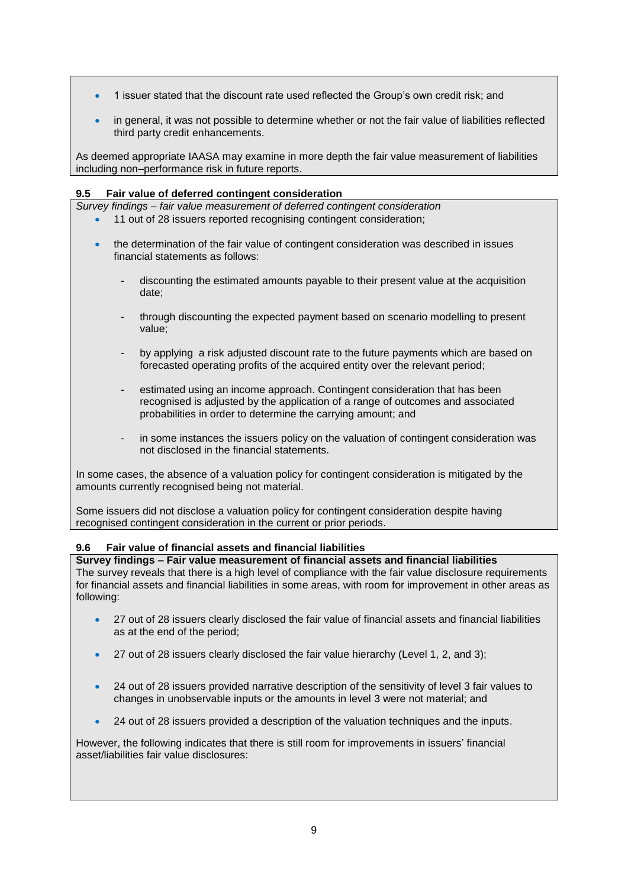- 1 issuer stated that the discount rate used reflected the Group's own credit risk; and
- in general, it was not possible to determine whether or not the fair value of liabilities reflected third party credit enhancements.

As deemed appropriate IAASA may examine in more depth the fair value measurement of liabilities including non–performance risk in future reports.

### 9.5 Fair value of deferred contingent consideration

*Survey findings – fair value measurement of deferred contingent consideration*

- 11 out of 28 issuers reported recognising contingent consideration;
- the determination of the fair value of contingent consideration was described in issues financial statements as follows:
  - discounting the estimated amounts payable to their present value at the acquisition date;
  - through discounting the expected payment based on scenario modelling to present value;
  - by applying a risk adjusted discount rate to the future payments which are based on forecasted operating profits of the acquired entity over the relevant period;
  - estimated using an income approach. Contingent consideration that has been recognised is adjusted by the application of a range of outcomes and associated probabilities in order to determine the carrying amount; and
  - in some instances the issuers policy on the valuation of contingent consideration was not disclosed in the financial statements.

In some cases, the absence of a valuation policy for contingent consideration is mitigated by the amounts currently recognised being not material.

Some issuers did not disclose a valuation policy for contingent consideration despite having recognised contingent consideration in the current or prior periods.

### 9.6 Fair value of financial assets and financial liabilities

**Survey findings – Fair value measurement of financial assets and financial liabilities**

The survey reveals that there is a high level of compliance with the fair value disclosure requirements for financial assets and financial liabilities in some areas, with room for improvement in other areas as following:

- 27 out of 28 issuers clearly disclosed the fair value of financial assets and financial liabilities as at the end of the period;
- 27 out of 28 issuers clearly disclosed the fair value hierarchy (Level 1, 2, and 3);
- 24 out of 28 issuers provided narrative description of the sensitivity of level 3 fair values to changes in unobservable inputs or the amounts in level 3 were not material; and
- 24 out of 28 issuers provided a description of the valuation techniques and the inputs.

However, the following indicates that there is still room for improvements in issuers' financial asset/liabilities fair value disclosures: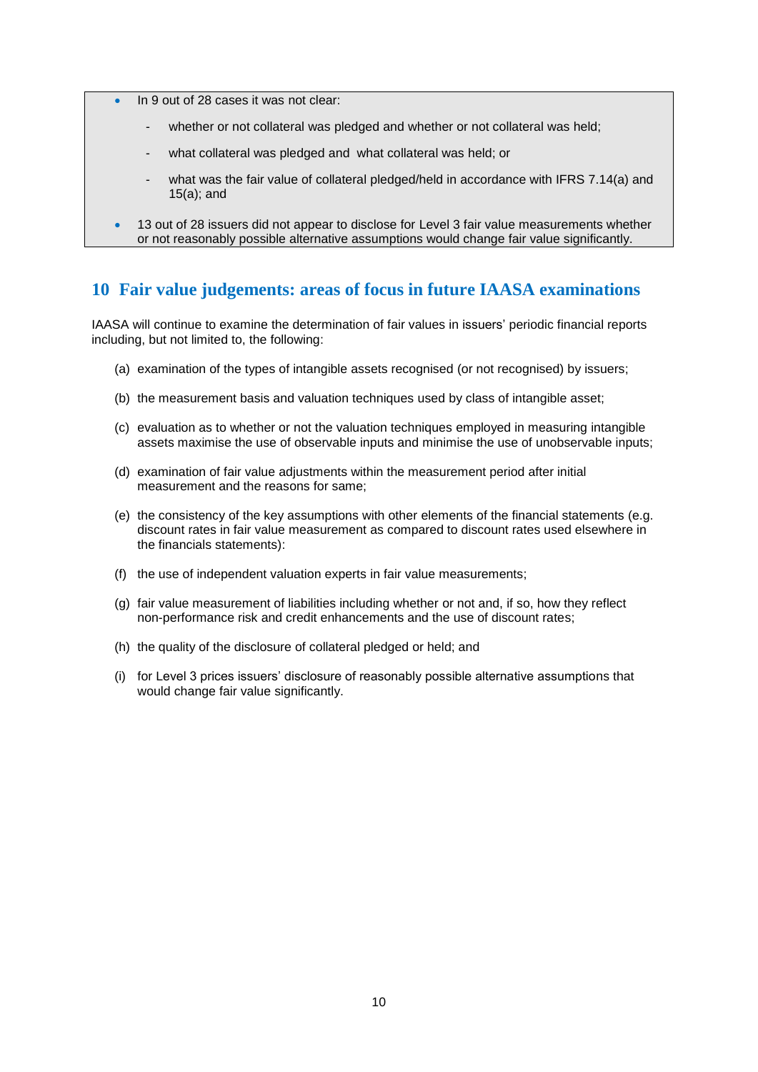- In 9 out of 28 cases it was not clear:
  - whether or not collateral was pledged and whether or not collateral was held;
  - what collateral was pledged and what collateral was held; or
  - what was the fair value of collateral pledged/held in accordance with IFRS 7.14(a) and 15(a); and
- 13 out of 28 issuers did not appear to disclose for Level 3 fair value measurements whether or not reasonably possible alternative assumptions would change fair value significantly.

## 10 Fair value judgements: areas of focus in future IAASA examinations

IAASA will continue to examine the determination of fair values in issuers' periodic financial reports including, but not limited to, the following:

(a) examination of the types of intangible assets recognised (or not recognised) by issuers;

(b) the measurement basis and valuation techniques used by class of intangible asset;

(c) evaluation as to whether or not the valuation techniques employed in measuring intangible assets maximise the use of observable inputs and minimise the use of unobservable inputs;

(d) examination of fair value adjustments within the measurement period after initial measurement and the reasons for same;

(e) the consistency of the key assumptions with other elements of the financial statements (e.g. discount rates in fair value measurement as compared to discount rates used elsewhere in the financials statements):

(f) the use of independent valuation experts in fair value measurements;

(g) fair value measurement of liabilities including whether or not and, if so, how they reflect non-performance risk and credit enhancements and the use of discount rates;

(h) the quality of the disclosure of collateral pledged or held; and

(i) for Level 3 prices issuers' disclosure of reasonably possible alternative assumptions that would change fair value significantly.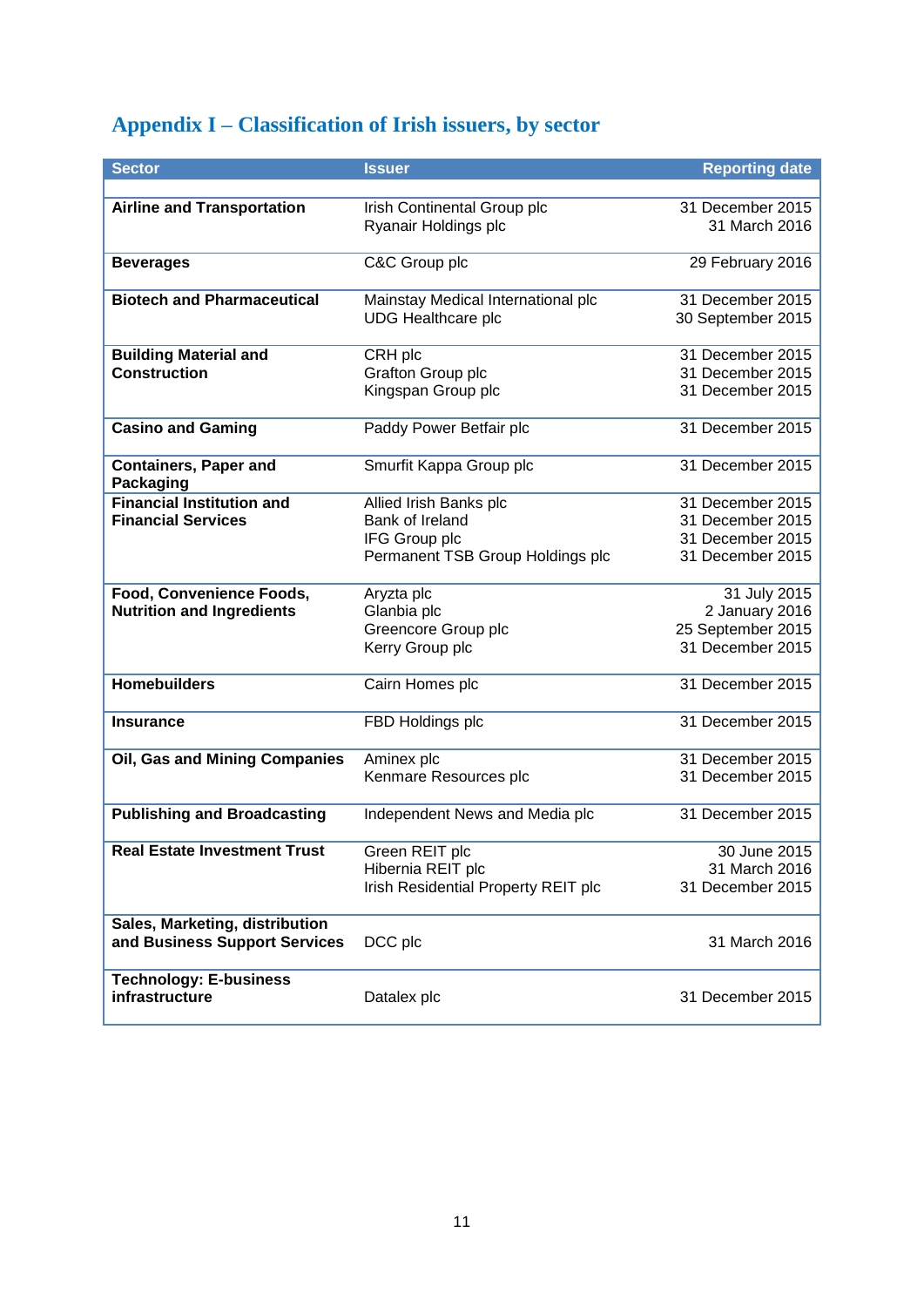## Appendix I – Classification of Irish issuers, by sector

| Sector | Issuer | Reporting date |
|---|---|---|
| **Airline and Transportation** | Irish Continental Group plc | 31 December 2015 |
| | Ryanair Holdings plc | 31 March 2016 |
| **Beverages** | C&C Group plc | 29 February 2016 |
| **Biotech and Pharmaceutical** | Mainstay Medical International plc | 31 December 2015 |
| | UDG Healthcare plc | 30 September 2015 |
| **Building Material and Construction** | CRH plc | 31 December 2015 |
| | Grafton Group plc | 31 December 2015 |
| | Kingspan Group plc | 31 December 2015 |
| **Casino and Gaming** | Paddy Power Betfair plc | 31 December 2015 |
| **Containers, Paper and Packaging** | Smurfit Kappa Group plc | 31 December 2015 |
| **Financial Institution and Financial Services** | Allied Irish Banks plc | 31 December 2015 |
| | Bank of Ireland | 31 December 2015 |
| | IFG Group plc | 31 December 2015 |
| | Permanent TSB Group Holdings plc | 31 December 2015 |
| **Food, Convenience Foods, Nutrition and Ingredients** | Aryzta plc | 31 July 2015 |
| | Glanbia plc | 2 January 2016 |
| | Greencore Group plc | 25 September 2015 |
| | Kerry Group plc | 31 December 2015 |
| **Homebuilders** | Cairn Homes plc | 31 December 2015 |
| **Insurance** | FBD Holdings plc | 31 December 2015 |
| **Oil, Gas and Mining Companies** | Aminex plc | 31 December 2015 |
| | Kenmare Resources plc | 31 December 2015 |
| **Publishing and Broadcasting** | Independent News and Media plc | 31 December 2015 |
| **Real Estate Investment Trust** | Green REIT plc | 30 June 2015 |
| | Hibernia REIT plc | 31 March 2016 |
| | Irish Residential Property REIT plc | 31 December 2015 |
| **Sales, Marketing, distribution and Business Support Services** | DCC plc | 31 March 2016 |
| **Technology: E-business infrastructure** | Datalex plc | 31 December 2015 |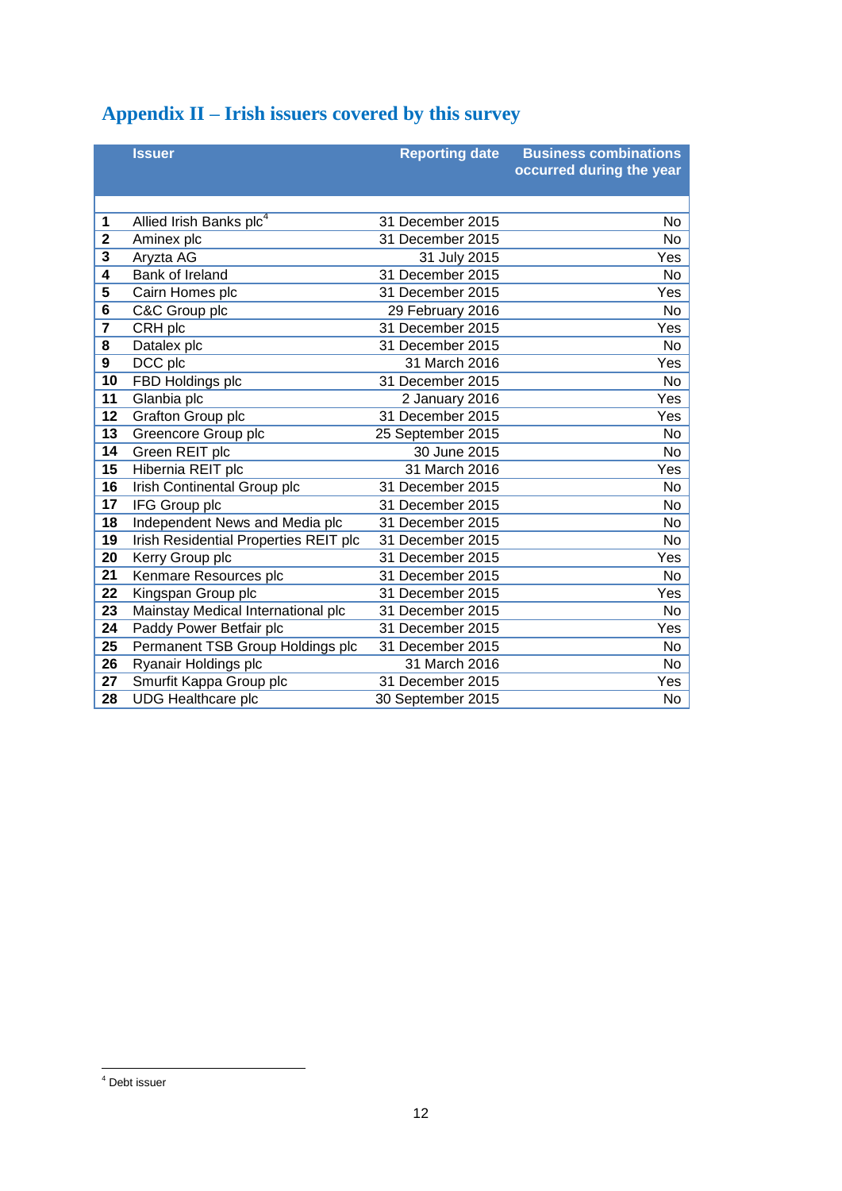## Appendix II – Irish issuers covered by this survey

| | Issuer | Reporting date | Business combinations occurred during the year |
|---|---|---|---|
| 1 | Allied Irish Banks plc[4] | 31 December 2015 | No |
| 2 | Aminex plc | 31 December 2015 | No |
| 3 | Aryzta AG | 31 July 2015 | Yes |
| 4 | Bank of Ireland | 31 December 2015 | No |
| 5 | Cairn Homes plc | 31 December 2015 | Yes |
| 6 | C&C Group plc | 29 February 2016 | No |
| 7 | CRH plc | 31 December 2015 | Yes |
| 8 | Datalex plc | 31 December 2015 | No |
| 9 | DCC plc | 31 March 2016 | Yes |
| 10 | FBD Holdings plc | 31 December 2015 | No |
| 11 | Glanbia plc | 2 January 2016 | Yes |
| 12 | Grafton Group plc | 31 December 2015 | Yes |
| 13 | Greencore Group plc | 25 September 2015 | No |
| 14 | Green REIT plc | 30 June 2015 | No |
| 15 | Hibernia REIT plc | 31 March 2016 | Yes |
| 16 | Irish Continental Group plc | 31 December 2015 | No |
| 17 | IFG Group plc | 31 December 2015 | No |
| 18 | Independent News and Media plc | 31 December 2015 | No |
| 19 | Irish Residential Properties REIT plc | 31 December 2015 | No |
| 20 | Kerry Group plc | 31 December 2015 | Yes |
| 21 | Kenmare Resources plc | 31 December 2015 | No |
| 22 | Kingspan Group plc | 31 December 2015 | Yes |
| 23 | Mainstay Medical International plc | 31 December 2015 | No |
| 24 | Paddy Power Betfair plc | 31 December 2015 | Yes |
| 25 | Permanent TSB Group Holdings plc | 31 December 2015 | No |
| 26 | Ryanair Holdings plc | 31 March 2016 | No |
| 27 | Smurfit Kappa Group plc | 31 December 2015 | Yes |
| 28 | UDG Healthcare plc | 30 September 2015 | No |

[4] Debt issuer